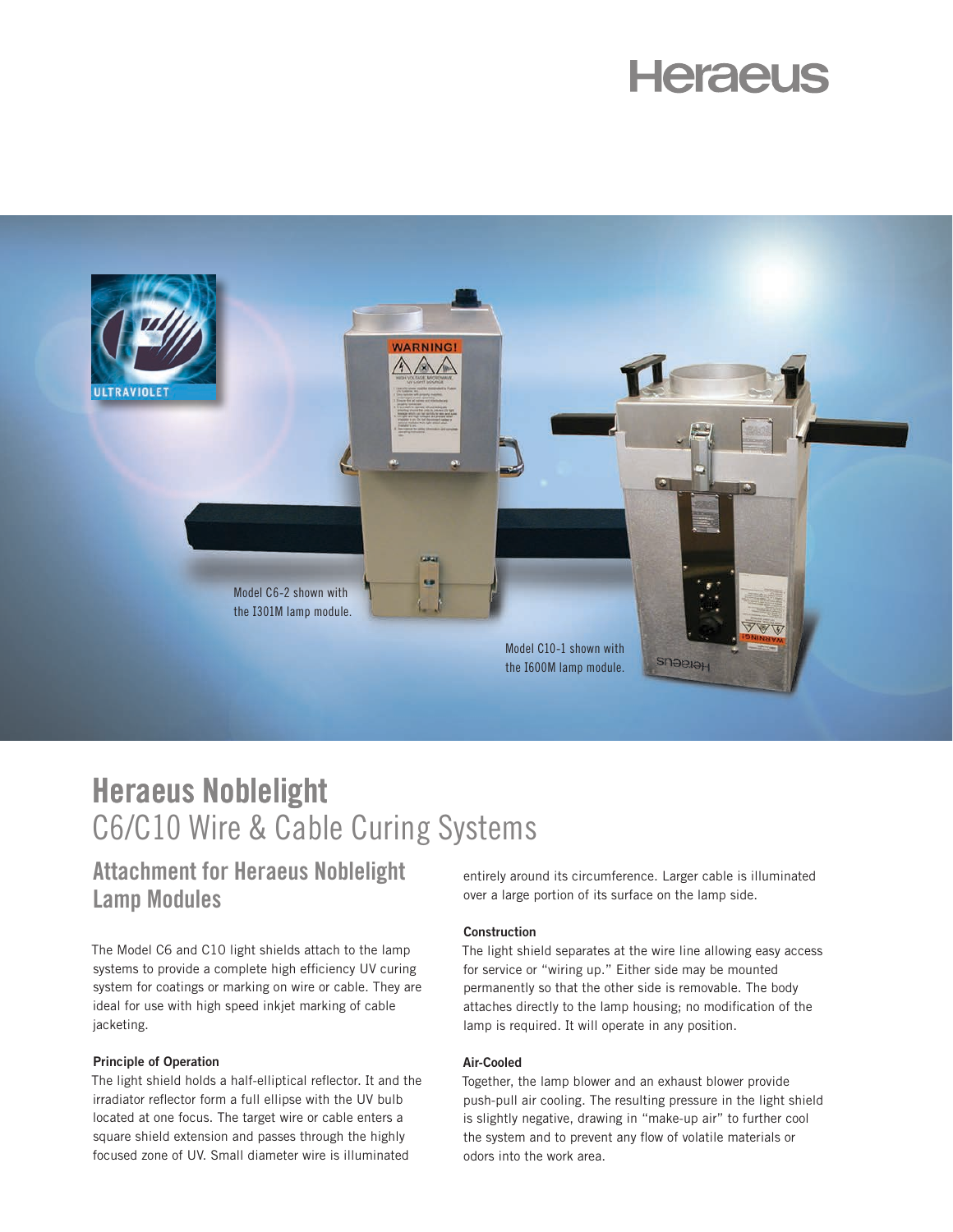Heraeus

Model C6-2 shown with the I301M lamp module.

Model C10-1 shown with the I600M lamp module.

# Heraeus Noblelight

## C6/C10 Wire & Cable Curing Systems

### Attachment for Heraeus Noblelight Lamp Modules

The Model C6 and C10 light shields attach to the lamp systems to provide a complete high efficiency UV curing system for coatings or marking on wire or cable. They are ideal for use with high speed inkjet marking of cable jacketing.

**Principle of Operation**

The light shield holds a half-elliptical reflector. It and the irradiator reflector form a full ellipse with the UV bulb located at one focus. The target wire or cable enters a square shield extension and passes through the highly focused zone of UV. Small diameter wire is illuminated entirely around its circumference. Larger cable is illuminated over a large portion of its surface on the lamp side.

**Construction**

The light shield separates at the wire line allowing easy access for service or "wiring up." Either side may be mounted permanently so that the other side is removable. The body attaches directly to the lamp housing; no modification of the lamp is required. It will operate in any position.

**Air-Cooled**

Together, the lamp blower and an exhaust blower provide push-pull air cooling. The resulting pressure in the light shield is slightly negative, drawing in "make-up air" to further cool the system and to prevent any flow of volatile materials or odors into the work area.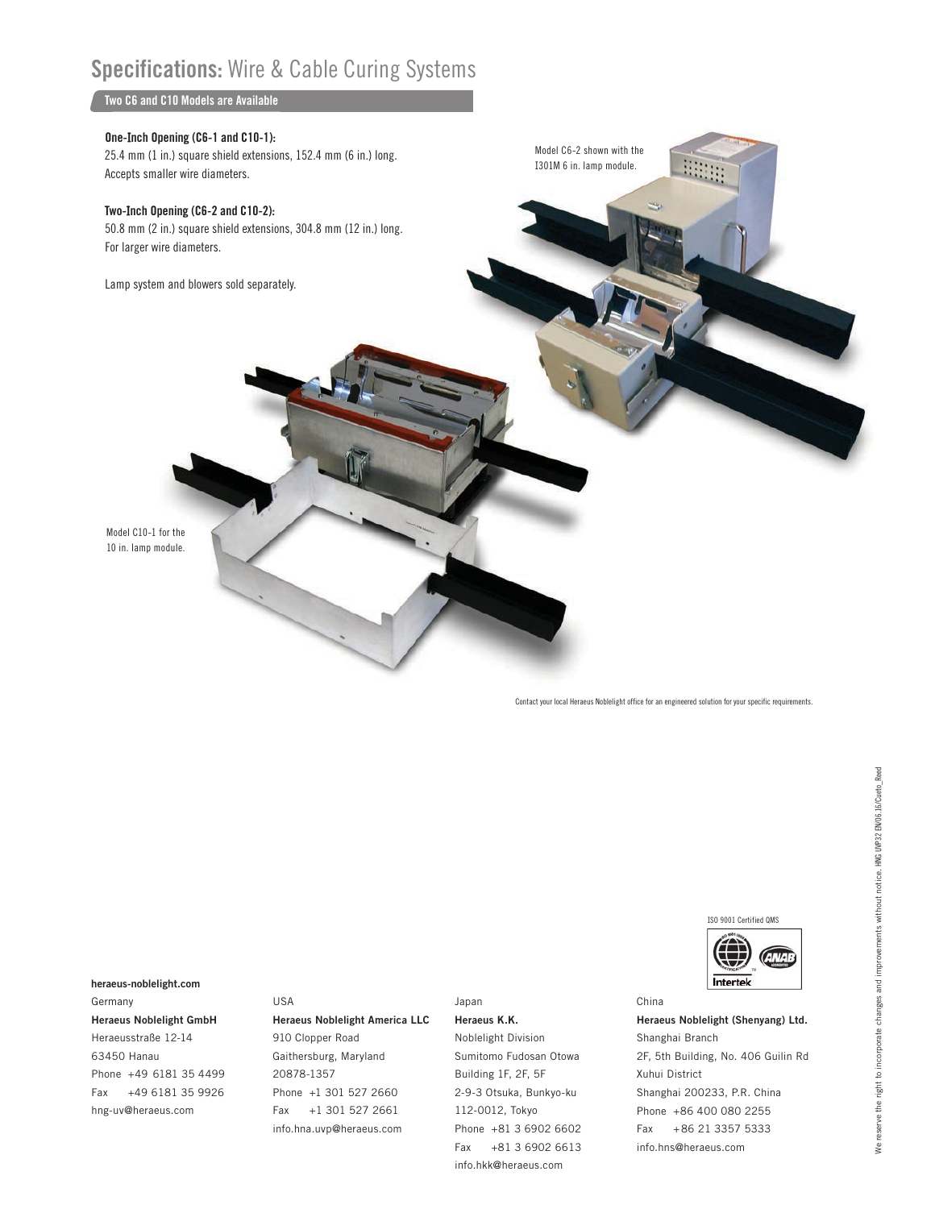# **Specifications:** Wire & Cable Curing Systems

## Two C6 and C10 Models are Available

**One-Inch Opening (C6-1 and C10-1):**
25.4 mm (1 in.) square shield extensions, 152.4 mm (6 in.) long.
Accepts smaller wire diameters.

**Two-Inch Opening (C6-2 and C10-2):**
50.8 mm (2 in.) square shield extensions, 304.8 mm (12 in.) long.
For larger wire diameters.

Lamp system and blowers sold separately.

Model C6-2 shown with the I301M 6 in. lamp module.

Model C10-1 for the 10 in. lamp module.

Contact your local Heraeus Noblelight office for an engineered solution for your specific requirements.

ISO 9001 Certified QMS

**heraeus-noblelight.com**

Germany
**Heraeus Noblelight GmbH**
Heraeusstraße 12-14
63450 Hanau
Phone +49 6181 35 4499
Fax +49 6181 35 9926
hng-uv@heraeus.com

USA
**Heraeus Noblelight America LLC**
910 Clopper Road
Gaithersburg, Maryland
20878-1357
Phone +1 301 527 2660
Fax +1 301 527 2661
info.hna.uvp@heraeus.com

Japan
**Heraeus K.K.**
Noblelight Division
Sumitomo Fudosan Otowa
Building 1F, 2F, 5F
2-9-3 Otsuka, Bunkyo-ku
112-0012, Tokyo
Phone +81 3 6902 6602
Fax +81 3 6902 6613
info.hkk@heraeus.com

China
**Heraeus Noblelight (Shenyang) Ltd.**
Shanghai Branch
2F, 5th Building, No. 406 Guilin Rd
Xuhui District
Shanghai 200233, P.R. China
Phone +86 400 080 2255
Fax +86 21 3357 5333
info.hns@heraeus.com

We reserve the right to incorporate changes and improvements without notice. HNG UVP32 EN/06.16/Cuelo_Reed